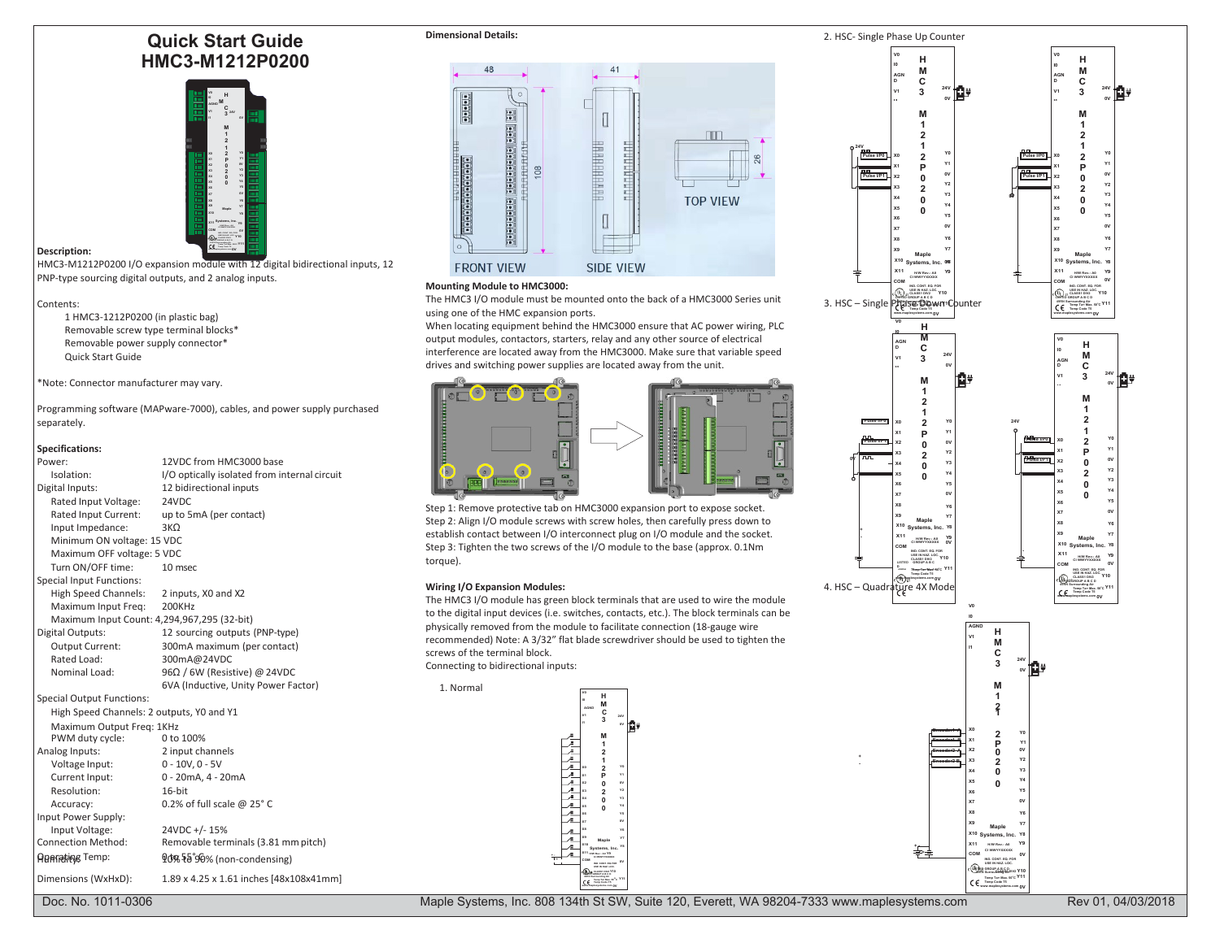# Quick Start Guide
# HMC3-M1212P0200

**Description:**

HMC3-M1212P0200 I/O expansion module with 12 digital bidirectional inputs, 12 PNP-type sourcing digital outputs, and 2 analog inputs.

Contents:

- 1 HMC3-1212P0200 (in plastic bag)
- Removable screw type terminal blocks*
- Removable power supply connector*
- Quick Start Guide

*Note: Connector manufacturer may vary.

Programming software (MAPware-7000), cables, and power supply purchased separately.

**Specifications:**

| | |
|---|---|
| Power: | 12VDC from HMC3000 base |
| Isolation: | I/O optically isolated from internal circuit |
| Digital Inputs: | 12 bidirectional inputs |
| Rated Input Voltage: | 24VDC |
| Rated Input Current: | up to 5mA (per contact) |
| Input Impedance: | 3KΩ |
| Minimum ON voltage: 15 VDC | |
| Maximum OFF voltage: 5 VDC | |
| Turn ON/OFF time: | 10 msec |
| Special Input Functions: | |
| High Speed Channels: | 2 inputs, X0 and X2 |
| Maximum Input Freq: | 200KHz |
| Maximum Input Count: 4,294,967,295 (32-bit) | |
| Digital Outputs: | 12 sourcing outputs (PNP-type) |
| Output Current: | 300mA maximum (per contact) |
| Rated Load: | 300mA@24VDC |
| Nominal Load: | 96Ω / 6W (Resistive) @ 24VDC |
| | 6VA (Inductive, Unity Power Factor) |
| Special Output Functions: | |
| High Speed Channels: 2 outputs, Y0 and Y1 | |
| Maximum Output Freq: 1KHz | |
| PWM duty cycle: | 0 to 100% |
| Analog Inputs: | 2 input channels |
| Voltage Input: | 0 - 10V, 0 - 5V |
| Current Input: | 0 - 20mA, 4 - 20mA |
| Resolution: | 16-bit |
| Accuracy: | 0.2% of full scale @ 25° C |
| Input Power Supply: | |
| Input Voltage: | 24VDC +/- 15% |
| Connection Method: | Removable terminals (3.81 mm pitch) |
| Operating Temp: | 0° to 55° C |
| Humidity: | 10% to 90% (non-condensing) |
| Dimensions (WxHxD): | 1.89 x 4.25 x 1.61 inches [48x108x41mm] |

**Dimensional Details:**

FRONT VIEW SIDE VIEW TOP VIEW

**Mounting Module to HMC3000:**

The HMC3 I/O module must be mounted onto the back of a HMC3000 Series unit using one of the HMC expansion ports.

When locating equipment behind the HMC3000 ensure that AC power wiring, PLC output modules, contactors, starters, relay and any other source of electrical interference are located away from the HMC3000. Make sure that variable speed drives and switching power supplies are located away from the unit.

Step 1: Remove protective tab on HMC3000 expansion port to expose socket.

Step 2: Align I/O module screws with screw holes, then carefully press down to establish contact between I/O interconnect plug on I/O module and the socket.

Step 3: Tighten the two screws of the I/O module to the base (approx. 0.1Nm torque).

**Wiring I/O Expansion Modules:**

The HMC3 I/O module has green block terminals that are used to wire the module to the digital input devices (i.e. switches, contacts, etc.). The block terminals can be physically removed from the module to facilitate connection (18-gauge wire recommended) Note: A 3/32" flat blade screwdriver should be used to tighten the screws of the terminal block.

Connecting to bidirectional inputs:

1. Normal

2. HSC- Single Phase Up Counter

3. HSC – Single Phase Down Counter

4. HSC – Quadrature 4X Mode

Doc. No. 1011-0306 Maple Systems, Inc. 808 134th St SW, Suite 120, Everett, WA 98204-7333 www.maplesystems.com Rev 01, 04/03/2018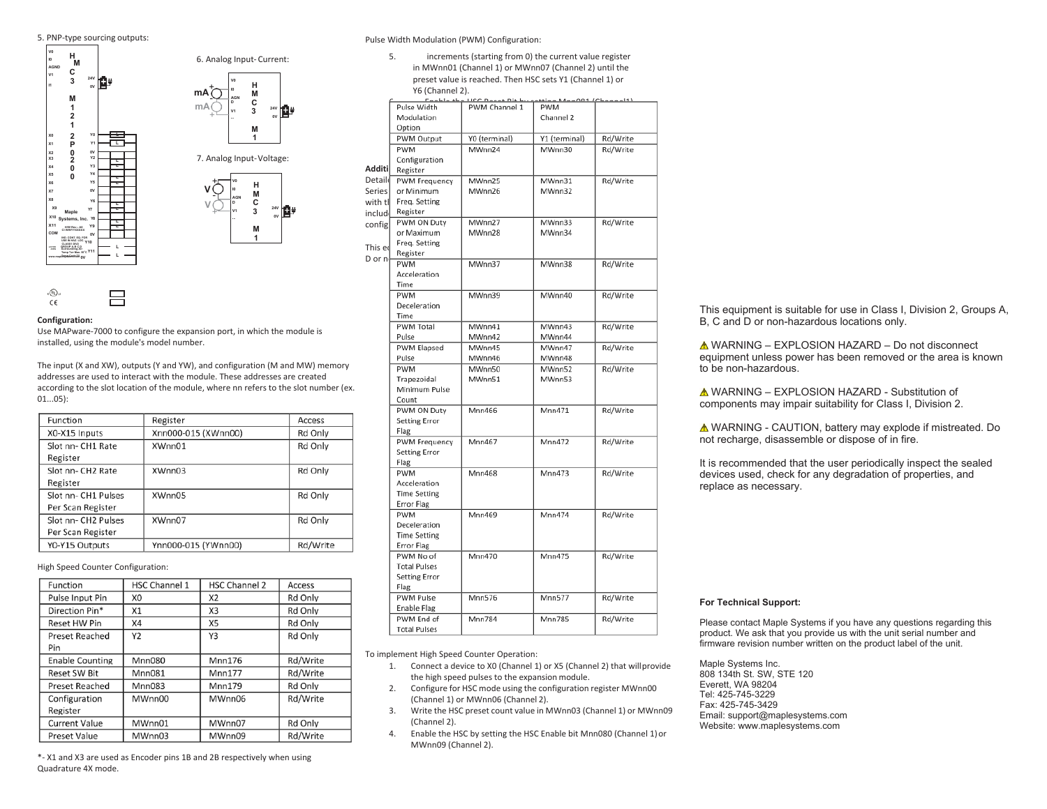5. PNP-type sourcing outputs:

6. Analog Input- Current:

7. Analog Input-Voltage:

**Configuration:**
Use MAPware-7000 to configure the expansion port, in which the module is installed, using the module's model number.

The input (X and XW), outputs (Y and YW), and configuration (M and MW) memory addresses are used to interact with the module. These addresses are created according to the slot location of the module, where nn refers to the slot number (ex. 01...05):

| Function | Register | Access |
|---|---|---|
| X0-X15 Inputs | Xnn000-015 (XWnn00) | Rd Only |
| Slot nn- CH1 Rate Register | XWnn01 | Rd Only |
| Slot nn- CH2 Rate Register | XWnn03 | Rd Only |
| Slot nn- CH1 Pulses Per Scan Register | XWnn05 | Rd Only |
| Slot nn- CH2 Pulses Per Scan Register | XWnn07 | Rd Only |
| Y0-Y15 Outputs | Ynn000-015 (YWnn00) | Rd/Write |

High Speed Counter Configuration:

| Function | HSC Channel 1 | HSC Channel 2 | Access |
|---|---|---|---|
| Pulse Input Pin | X0 | X2 | Rd Only |
| Direction Pin* | X1 | X3 | Rd Only |
| Reset HW Pin | X4 | X5 | Rd Only |
| Preset Reached Pin | Y2 | Y3 | Rd Only |
| Enable Counting | Mnn080 | Mnn176 | Rd/Write |
| Reset SW Bit | Mnn081 | Mnn177 | Rd/Write |
| Preset Reached | Mnn083 | Mnn179 | Rd Only |
| Configuration Register | MWnn00 | MWnn06 | Rd/Write |
| Current Value | MWnn01 | MWnn07 | Rd Only |
| Preset Value | MWnn03 | MWnn09 | Rd/Write |

*- X1 and X3 are used as Encoder pins 1B and 2B respectively when using Quadrature 4X mode.

To implement High Speed Counter Operation:

1. Connect a device to X0 (Channel 1) or X5 (Channel 2) that will provide the high speed pulses to the expansion module.
2. Configure for HSC mode using the configuration register MWnn00 (Channel 1) or MWnn06 (Channel 2).
3. Write the HSC preset count value in MWnn03 (Channel 1) or MWnn09 (Channel 2).
4. Enable the HSC by setting the HSC Enable bit Mnn080 (Channel 1) or MWnn09 (Channel 2).
5. increments (starting from 0) the current value register in MWnn01 (Channel 1) or MWnn07 (Channel 2) until the preset value is reached. Then HSC sets Y1 (Channel 1) or Y6 (Channel 2).
6. Enable the HSC Reset Bit by setting Mnn081 (Channel1)...

Pulse Width Modulation (PWM) Configuration:

| Pulse Width Modulation Option | PWM Channel 1 | PWM Channel 2 | |
|---|---|---|---|
| PWM Output | Y0 (terminal) | Y1 (terminal) | Rd/Write |
| PWM Configuration Register | MWnn24 | MWnn30 | Rd/Write |
| PWM Frequency or Minimum Freq. Setting Register | MWnn25 MWnn26 | MWnn31 MWnn32 | Rd/Write |
| PWM ON Duty or Maximum Freq. Setting Register | MWnn27 MWnn28 | MWnn33 MWnn34 | Rd/Write |
| PWM Acceleration Time | MWnn37 | MWnn38 | Rd/Write |
| PWM Deceleration Time | MWnn39 | MWnn40 | Rd/Write |
| PWM Total Pulse | MWnn41 MWnn42 | MWnn43 MWnn44 | Rd/Write |
| PWM Elapsed Pulse | MWnn45 MWnn46 | MWnn47 MWnn48 | Rd/Write |
| PWM Trapezoidal Minimum Pulse Count | MWnn50 MWnn51 | MWnn52 MWnn53 | Rd/Write |
| PWM ON Duty Setting Error Flag | Mnn466 | Mnn471 | Rd/Write |
| PWM Frequency Setting Error Flag | Mnn467 | Mnn472 | Rd/Write |
| PWM Acceleration Time Setting Error Flag | Mnn468 | Mnn473 | Rd/Write |
| PWM Deceleration Time Setting Error Flag | Mnn469 | Mnn474 | Rd/Write |
| PWM No of Total Pulses Setting Error Flag | Mnn470 | Mnn475 | Rd/Write |
| PWM Pulse Enable Flag | Mnn576 | Mnn577 | Rd/Write |
| PWM End of Total Pulses | Mnn784 | Mnn785 | Rd/Write |

**Additi...**
Detail... Series... with th... includ... config...

This eq... D or n...

This equipment is suitable for use in Class I, Division 2, Groups A, B, C and D or non-hazardous locations only.

⚠ WARNING – EXPLOSION HAZARD – Do not disconnect equipment unless power has been removed or the area is known to be non-hazardous.

⚠ WARNING – EXPLOSION HAZARD - Substitution of components may impair suitability for Class I, Division 2.

⚠ WARNING - CAUTION, battery may explode if mistreated. Do not recharge, disassemble or dispose of in fire.

It is recommended that the user periodically inspect the sealed devices used, check for any degradation of properties, and replace as necessary.

**For Technical Support:**

Please contact Maple Systems if you have any questions regarding this product. We ask that you provide us with the unit serial number and firmware revision number written on the product label of the unit.

Maple Systems Inc.
808 134th St. SW, STE 120
Everett, WA 98204
Tel: 425-745-3229
Fax: 425-745-3429
Email: support@maplesystems.com
Website: www.maplesystems.com